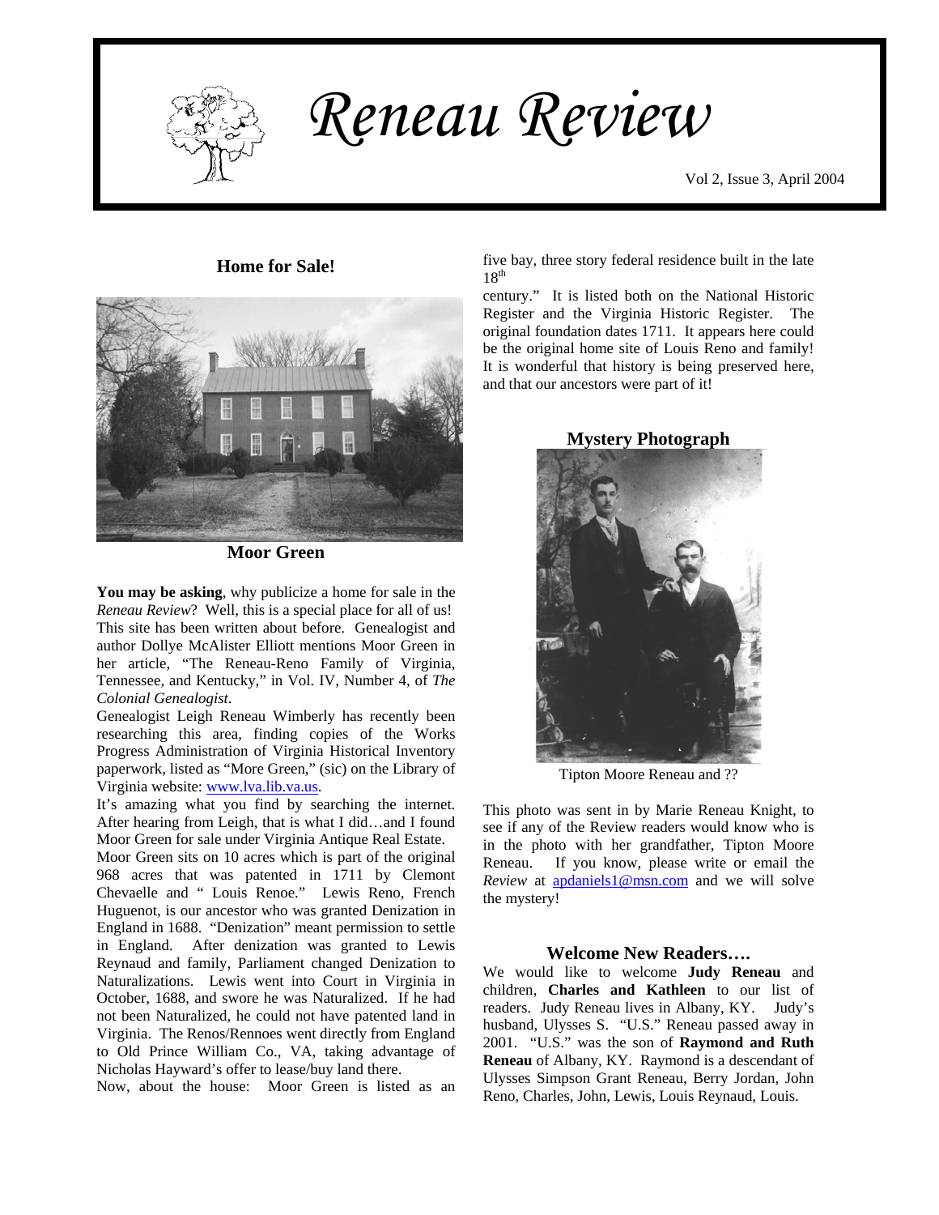# Reneau Review

Vol 2, Issue 3, April 2004

## Home for Sale!

**Moor Green**

**You may be asking**, why publicize a home for sale in the *Reneau Review*? Well, this is a special place for all of us! This site has been written about before. Genealogist and author Dollye McAlister Elliott mentions Moor Green in her article, "The Reneau-Reno Family of Virginia, Tennessee, and Kentucky," in Vol. IV, Number 4, of *The Colonial Genealogist*.

Genealogist Leigh Reneau Wimberly has recently been researching this area, finding copies of the Works Progress Administration of Virginia Historical Inventory paperwork, listed as "More Green," (sic) on the Library of Virginia website: www.lva.lib.va.us.

It's amazing what you find by searching the internet. After hearing from Leigh, that is what I did…and I found Moor Green for sale under Virginia Antique Real Estate.

Moor Green sits on 10 acres which is part of the original 968 acres that was patented in 1711 by Clemont Chevaelle and " Louis Renoe." Lewis Reno, French Huguenot, is our ancestor who was granted Denization in England in 1688. "Denization" meant permission to settle in England. After denization was granted to Lewis Reynaud and family, Parliament changed Denization to Naturalizations. Lewis went into Court in Virginia in October, 1688, and swore he was Naturalized. If he had not been Naturalized, he could not have patented land in Virginia. The Renos/Rennoes went directly from England to Old Prince William Co., VA, taking advantage of Nicholas Hayward's offer to lease/buy land there.

Now, about the house: Moor Green is listed as an five bay, three story federal residence built in the late 18th century." It is listed both on the National Historic Register and the Virginia Historic Register. The original foundation dates 1711. It appears here could be the original home site of Louis Reno and family! It is wonderful that history is being preserved here, and that our ancestors were part of it!

## Mystery Photograph

Tipton Moore Reneau and ??

This photo was sent in by Marie Reneau Knight, to see if any of the Review readers would know who is in the photo with her grandfather, Tipton Moore Reneau. If you know, please write or email the *Review* at apdaniels1@msn.com and we will solve the mystery!

## Welcome New Readers….

We would like to welcome **Judy Reneau** and children, **Charles and Kathleen** to our list of readers. Judy Reneau lives in Albany, KY. Judy's husband, Ulysses S. "U.S." Reneau passed away in 2001. "U.S." was the son of **Raymond and Ruth Reneau** of Albany, KY. Raymond is a descendant of Ulysses Simpson Grant Reneau, Berry Jordan, John Reno, Charles, John, Lewis, Louis Reynaud, Louis.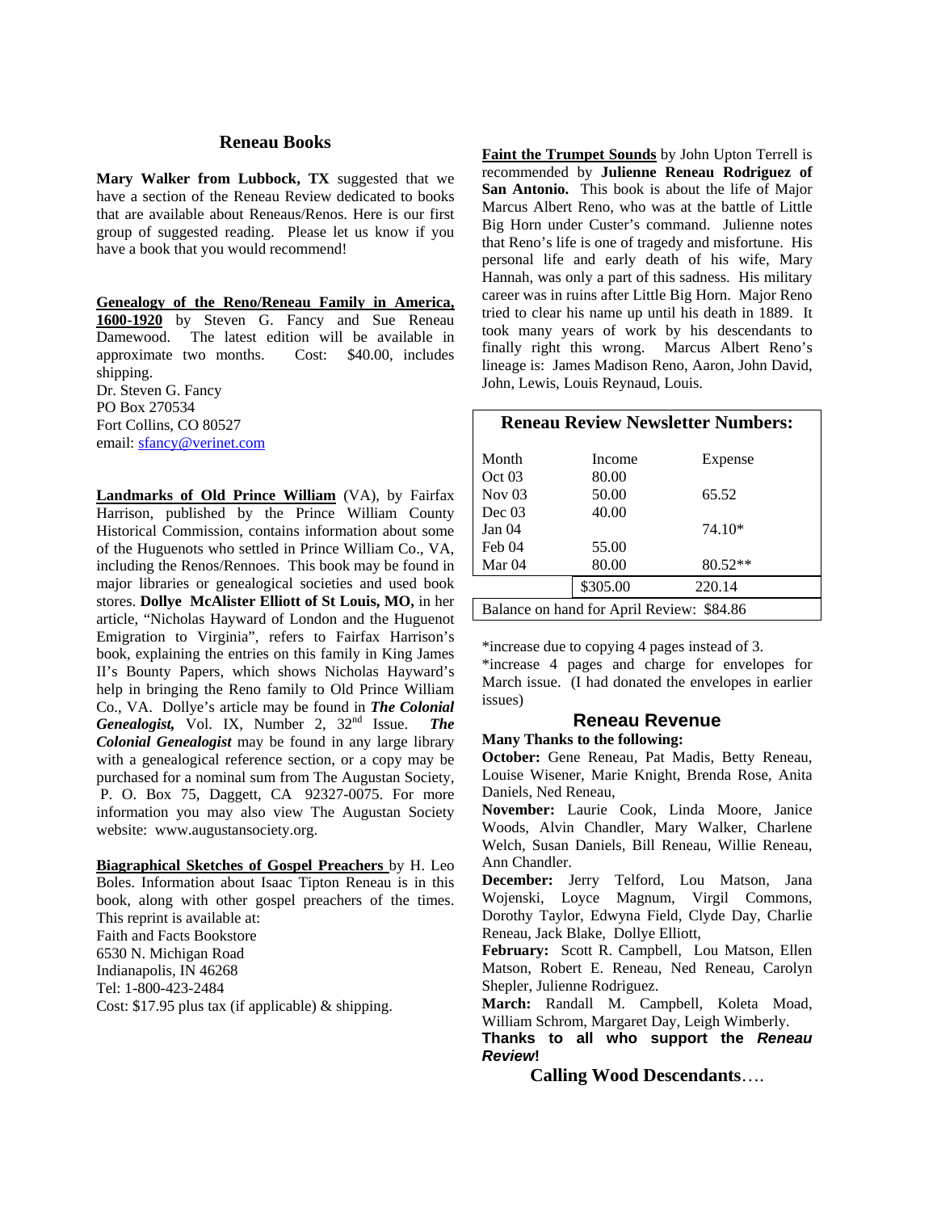## Reneau Books

**Mary Walker from Lubbock, TX** suggested that we have a section of the Reneau Review dedicated to books that are available about Reneaus/Renos. Here is our first group of suggested reading. Please let us know if you have a book that you would recommend!

**Genealogy of the Reno/Reneau Family in America, 1600-1920** by Steven G. Fancy and Sue Reneau Damewood. The latest edition will be available in approximate two months. Cost: $40.00, includes shipping.
Dr. Steven G. Fancy
PO Box 270534
Fort Collins, CO 80527
email: sfancy@verinet.com

**Landmarks of Old Prince William** (VA), by Fairfax Harrison, published by the Prince William County Historical Commission, contains information about some of the Huguenots who settled in Prince William Co., VA, including the Renos/Rennoes. This book may be found in major libraries or genealogical societies and used book stores. **Dollye McAlister Elliott of St Louis, MO,** in her article, "Nicholas Hayward of London and the Huguenot Emigration to Virginia", refers to Fairfax Harrison's book, explaining the entries on this family in King James II's Bounty Papers, which shows Nicholas Hayward's help in bringing the Reno family to Old Prince William Co., VA. Dollye's article may be found in ***The Colonial Genealogist,*** Vol. IX, Number 2, 32nd Issue. ***The Colonial Genealogist*** may be found in any large library with a genealogical reference section, or a copy may be purchased for a nominal sum from The Augustan Society, P. O. Box 75, Daggett, CA 92327-0075. For more information you may also view The Augustan Society website: www.augustansociety.org.

**Biagraphical Sketches of Gospel Preachers** by H. Leo Boles. Information about Isaac Tipton Reneau is in this book, along with other gospel preachers of the times. This reprint is available at:
Faith and Facts Bookstore
6530 N. Michigan Road
Indianapolis, IN 46268
Tel: 1-800-423-2484
Cost: $17.95 plus tax (if applicable) & shipping.

**Faint the Trumpet Sounds** by John Upton Terrell is recommended by **Julienne Reneau Rodriguez of San Antonio.** This book is about the life of Major Marcus Albert Reno, who was at the battle of Little Big Horn under Custer's command. Julienne notes that Reno's life is one of tragedy and misfortune. His personal life and early death of his wife, Mary Hannah, was only a part of this sadness. His military career was in ruins after Little Big Horn. Major Reno tried to clear his name up until his death in 1889. It took many years of work by his descendants to finally right this wrong. Marcus Albert Reno's lineage is: James Madison Reno, Aaron, John David, John, Lewis, Louis Reynaud, Louis.

**Reneau Review Newsletter Numbers:**

| Month | Income | Expense |
|---|---|---|
| Oct 03 | 80.00 | |
| Nov 03 | 50.00 | 65.52 |
| Dec 03 | 40.00 | |
| Jan 04 | | 74.10* |
| Feb 04 | 55.00 | |
| Mar 04 | 80.00 | 80.52** |
| | $305.00 | 220.14 |
| Balance on hand for April Review: $84.86 | | |

*increase due to copying 4 pages instead of 3.
*increase 4 pages and charge for envelopes for March issue. (I had donated the envelopes in earlier issues)

## Reneau Revenue

**Many Thanks to the following:**

**October:** Gene Reneau, Pat Madis, Betty Reneau, Louise Wisener, Marie Knight, Brenda Rose, Anita Daniels, Ned Reneau,

**November:** Laurie Cook, Linda Moore, Janice Woods, Alvin Chandler, Mary Walker, Charlene Welch, Susan Daniels, Bill Reneau, Willie Reneau, Ann Chandler.

**December:** Jerry Telford, Lou Matson, Jana Wojenski, Loyce Magnum, Virgil Commons, Dorothy Taylor, Edwyna Field, Clyde Day, Charlie Reneau, Jack Blake, Dollye Elliott,

**February:** Scott R. Campbell, Lou Matson, Ellen Matson, Robert E. Reneau, Ned Reneau, Carolyn Shepler, Julienne Rodriguez.

**March:** Randall M. Campbell, Koleta Moad, William Schrom, Margaret Day, Leigh Wimberly.

**Thanks to all who support the *Reneau Review*!**

**Calling Wood Descendants**….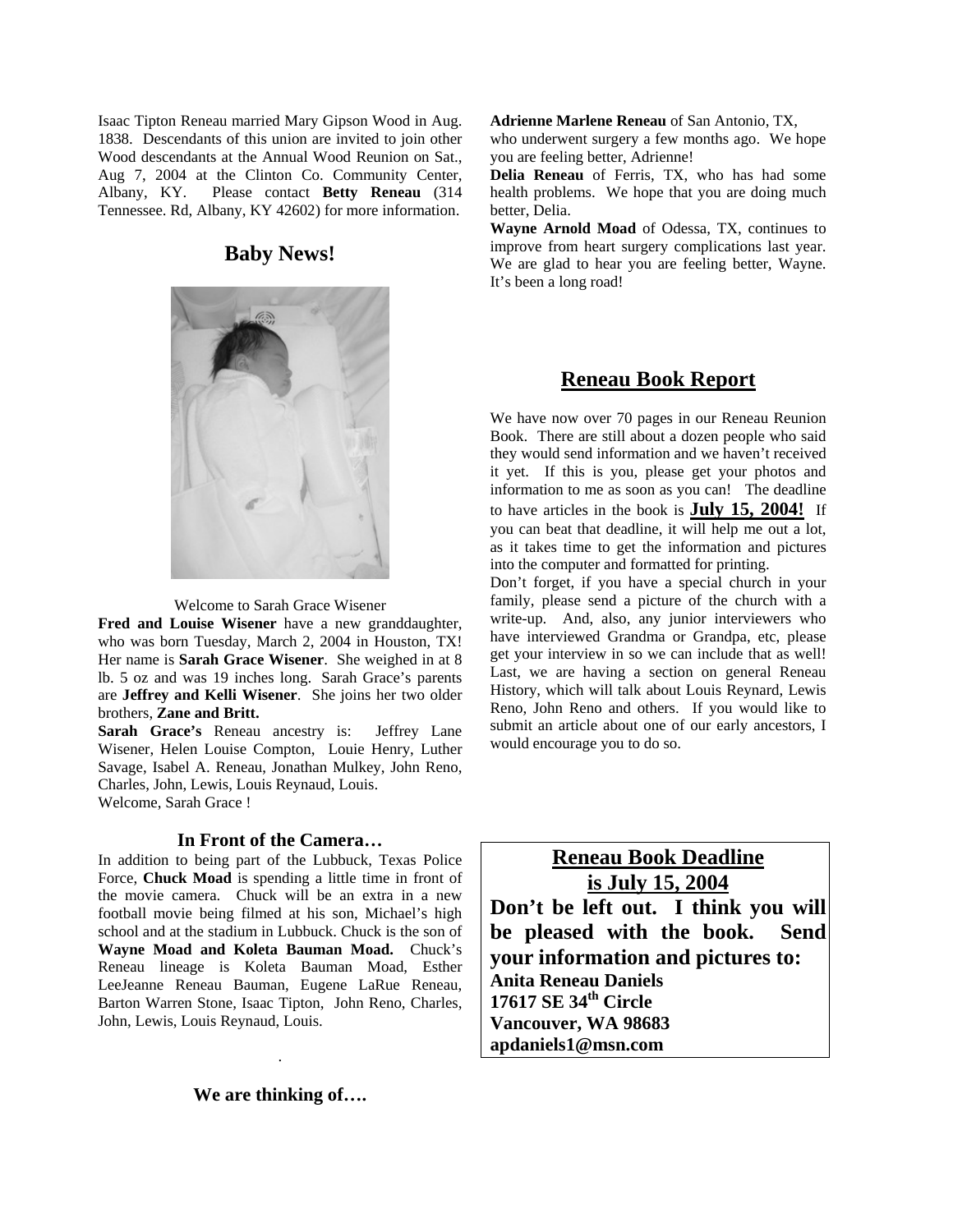Isaac Tipton Reneau married Mary Gipson Wood in Aug. 1838. Descendants of this union are invited to join other Wood descendants at the Annual Wood Reunion on Sat., Aug 7, 2004 at the Clinton Co. Community Center, Albany, KY. Please contact **Betty Reneau** (314 Tennessee. Rd, Albany, KY 42602) for more information.

## Baby News!

Welcome to Sarah Grace Wisener

**Fred and Louise Wisener** have a new granddaughter, who was born Tuesday, March 2, 2004 in Houston, TX! Her name is **Sarah Grace Wisener**. She weighed in at 8 lb. 5 oz and was 19 inches long. Sarah Grace's parents are **Jeffrey and Kelli Wisener**. She joins her two older brothers, **Zane and Britt.**

**Sarah Grace's** Reneau ancestry is: Jeffrey Lane Wisener, Helen Louise Compton, Louie Henry, Luther Savage, Isabel A. Reneau, Jonathan Mulkey, John Reno, Charles, John, Lewis, Louis Reynaud, Louis.

Welcome, Sarah Grace !

### In Front of the Camera…

In addition to being part of the Lubbuck, Texas Police Force, **Chuck Moad** is spending a little time in front of the movie camera. Chuck will be an extra in a new football movie being filmed at his son, Michael's high school and at the stadium in Lubbuck. Chuck is the son of **Wayne Moad and Koleta Bauman Moad.** Chuck's Reneau lineage is Koleta Bauman Moad, Esther LeeJeanne Reneau Bauman, Eugene LaRue Reneau, Barton Warren Stone, Isaac Tipton, John Reno, Charles, John, Lewis, Louis Reynaud, Louis.

### We are thinking of….

**Adrienne Marlene Reneau** of San Antonio, TX, who underwent surgery a few months ago. We hope you are feeling better, Adrienne!

**Delia Reneau** of Ferris, TX, who has had some health problems. We hope that you are doing much better, Delia.

**Wayne Arnold Moad** of Odessa, TX, continues to improve from heart surgery complications last year. We are glad to hear you are feeling better, Wayne. It's been a long road!

## Reneau Book Report

We have now over 70 pages in our Reneau Reunion Book. There are still about a dozen people who said they would send information and we haven't received it yet. If this is you, please get your photos and information to me as soon as you can! The deadline to have articles in the book is **July 15, 2004!** If you can beat that deadline, it will help me out a lot, as it takes time to get the information and pictures into the computer and formatted for printing.

Don't forget, if you have a special church in your family, please send a picture of the church with a write-up. And, also, any junior interviewers who have interviewed Grandma or Grandpa, etc, please get your interview in so we can include that as well! Last, we are having a section on general Reneau History, which will talk about Louis Reynard, Lewis Reno, John Reno and others. If you would like to submit an article about one of our early ancestors, I would encourage you to do so.

## Reneau Book Deadline is July 15, 2004

**Don't be left out. I think you will be pleased with the book. Send your information and pictures to:**

**Anita Reneau Daniels**
**17617 SE 34th Circle**
**Vancouver, WA 98683**
**apdaniels1@msn.com**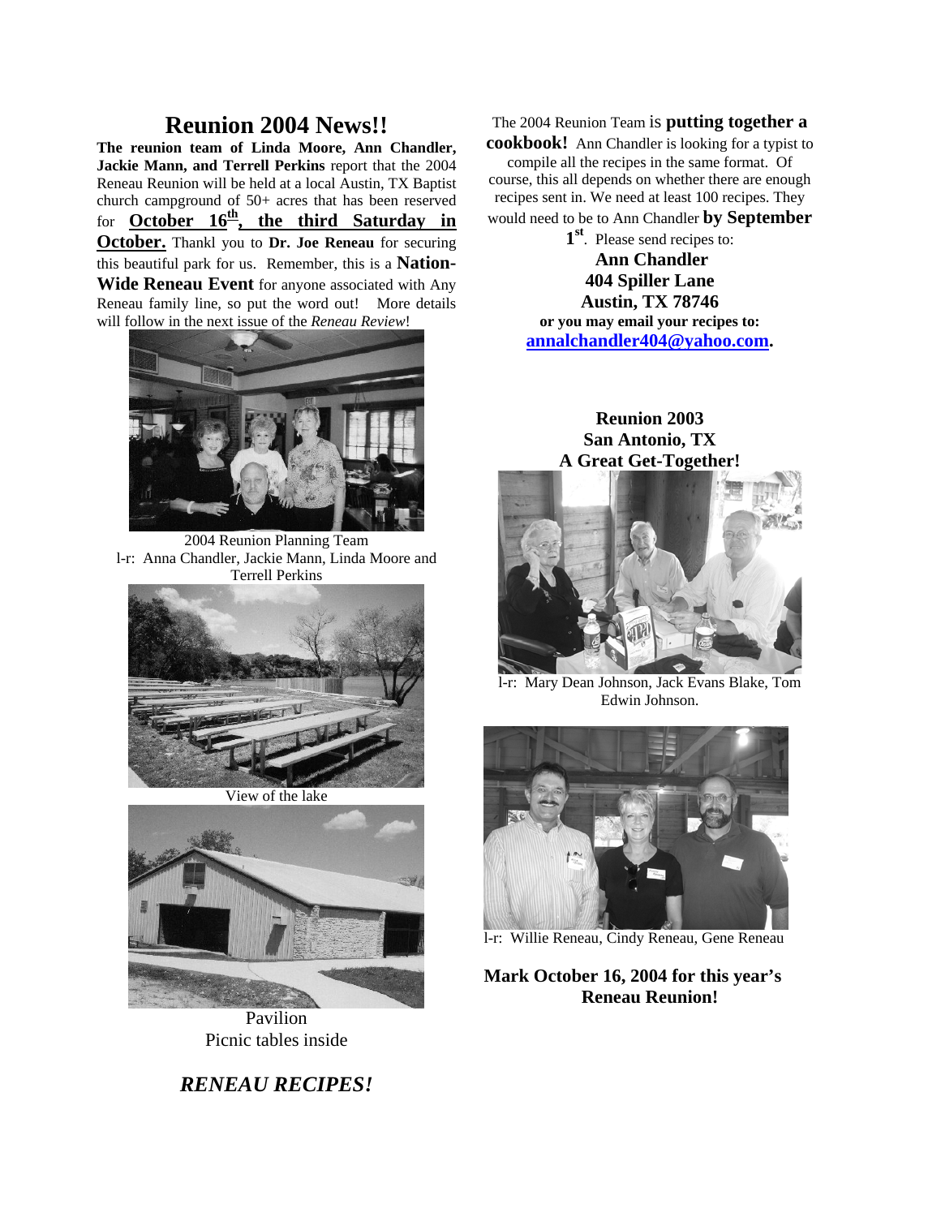# Reunion 2004 News!!

**The reunion team of Linda Moore, Ann Chandler, Jackie Mann, and Terrell Perkins** report that the 2004 Reneau Reunion will be held at a local Austin, TX Baptist church campground of 50+ acres that has been reserved for **October 16th, the third Saturday in October.** Thankl you to **Dr. Joe Reneau** for securing this beautiful park for us. Remember, this is a **Nation-Wide Reneau Event** for anyone associated with Any Reneau family line, so put the word out! More details will follow in the next issue of the *Reneau Review*!

2004 Reunion Planning Team
l-r: Anna Chandler, Jackie Mann, Linda Moore and Terrell Perkins

View of the lake

Pavilion
Picnic tables inside

***RENEAU RECIPES!***

The 2004 Reunion Team is **putting together a cookbook!** Ann Chandler is looking for a typist to compile all the recipes in the same format. Of course, this all depends on whether there are enough recipes sent in. We need at least 100 recipes. They would need to be to Ann Chandler **by September 1st**. Please send recipes to:

**Ann Chandler**
**404 Spiller Lane**
**Austin, TX 78746**
**or you may email your recipes to:**
**annalchandler404@yahoo.com.**

**Reunion 2003**
**San Antonio, TX**
**A Great Get-Together!**

l-r: Mary Dean Johnson, Jack Evans Blake, Tom Edwin Johnson.

l-r: Willie Reneau, Cindy Reneau, Gene Reneau

**Mark October 16, 2004 for this year's Reneau Reunion!**